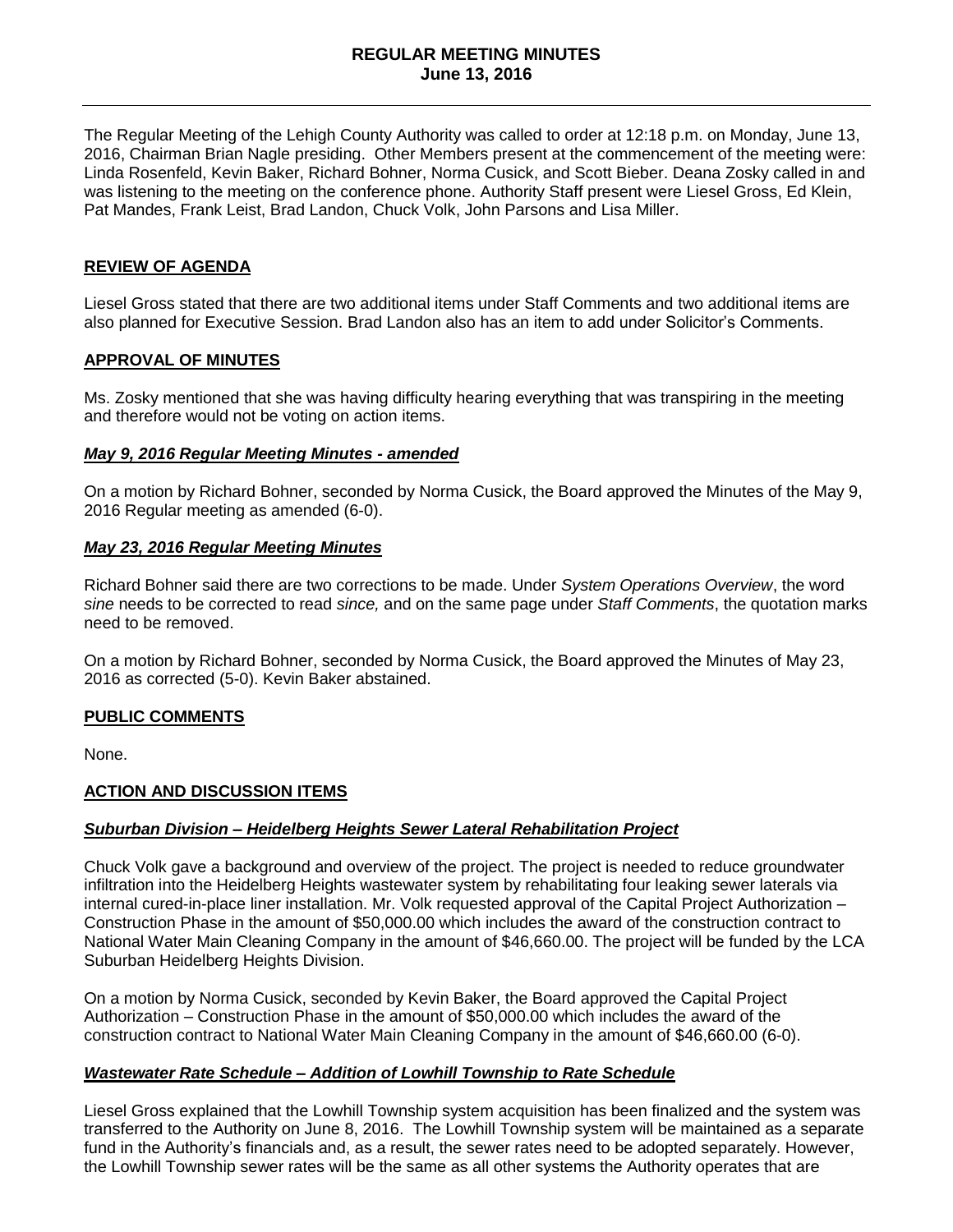# REGULAR MEETING MINUTES
## June 13, 2016

The Regular Meeting of the Lehigh County Authority was called to order at 12:18 p.m. on Monday, June 13, 2016, Chairman Brian Nagle presiding. Other Members present at the commencement of the meeting were: Linda Rosenfeld, Kevin Baker, Richard Bohner, Norma Cusick, and Scott Bieber. Deana Zosky called in and was listening to the meeting on the conference phone. Authority Staff present were Liesel Gross, Ed Klein, Pat Mandes, Frank Leist, Brad Landon, Chuck Volk, John Parsons and Lisa Miller.

### REVIEW OF AGENDA

Liesel Gross stated that there are two additional items under Staff Comments and two additional items are also planned for Executive Session. Brad Landon also has an item to add under Solicitor's Comments.

### APPROVAL OF MINUTES

Ms. Zosky mentioned that she was having difficulty hearing everything that was transpiring in the meeting and therefore would not be voting on action items.

#### *May 9, 2016 Regular Meeting Minutes - amended*

On a motion by Richard Bohner, seconded by Norma Cusick, the Board approved the Minutes of the May 9, 2016 Regular meeting as amended (6-0).

#### *May 23, 2016 Regular Meeting Minutes*

Richard Bohner said there are two corrections to be made. Under *System Operations Overview*, the word *sine* needs to be corrected to read *since,* and on the same page under *Staff Comments*, the quotation marks need to be removed.

On a motion by Richard Bohner, seconded by Norma Cusick, the Board approved the Minutes of May 23, 2016 as corrected (5-0). Kevin Baker abstained.

### PUBLIC COMMENTS

None.

### ACTION AND DISCUSSION ITEMS

#### *Suburban Division – Heidelberg Heights Sewer Lateral Rehabilitation Project*

Chuck Volk gave a background and overview of the project. The project is needed to reduce groundwater infiltration into the Heidelberg Heights wastewater system by rehabilitating four leaking sewer laterals via internal cured-in-place liner installation. Mr. Volk requested approval of the Capital Project Authorization – Construction Phase in the amount of $50,000.00 which includes the award of the construction contract to National Water Main Cleaning Company in the amount of $46,660.00. The project will be funded by the LCA Suburban Heidelberg Heights Division.

On a motion by Norma Cusick, seconded by Kevin Baker, the Board approved the Capital Project Authorization – Construction Phase in the amount of $50,000.00 which includes the award of the construction contract to National Water Main Cleaning Company in the amount of $46,660.00 (6-0).

#### *Wastewater Rate Schedule – Addition of Lowhill Township to Rate Schedule*

Liesel Gross explained that the Lowhill Township system acquisition has been finalized and the system was transferred to the Authority on June 8, 2016. The Lowhill Township system will be maintained as a separate fund in the Authority's financials and, as a result, the sewer rates need to be adopted separately. However, the Lowhill Township sewer rates will be the same as all other systems the Authority operates that are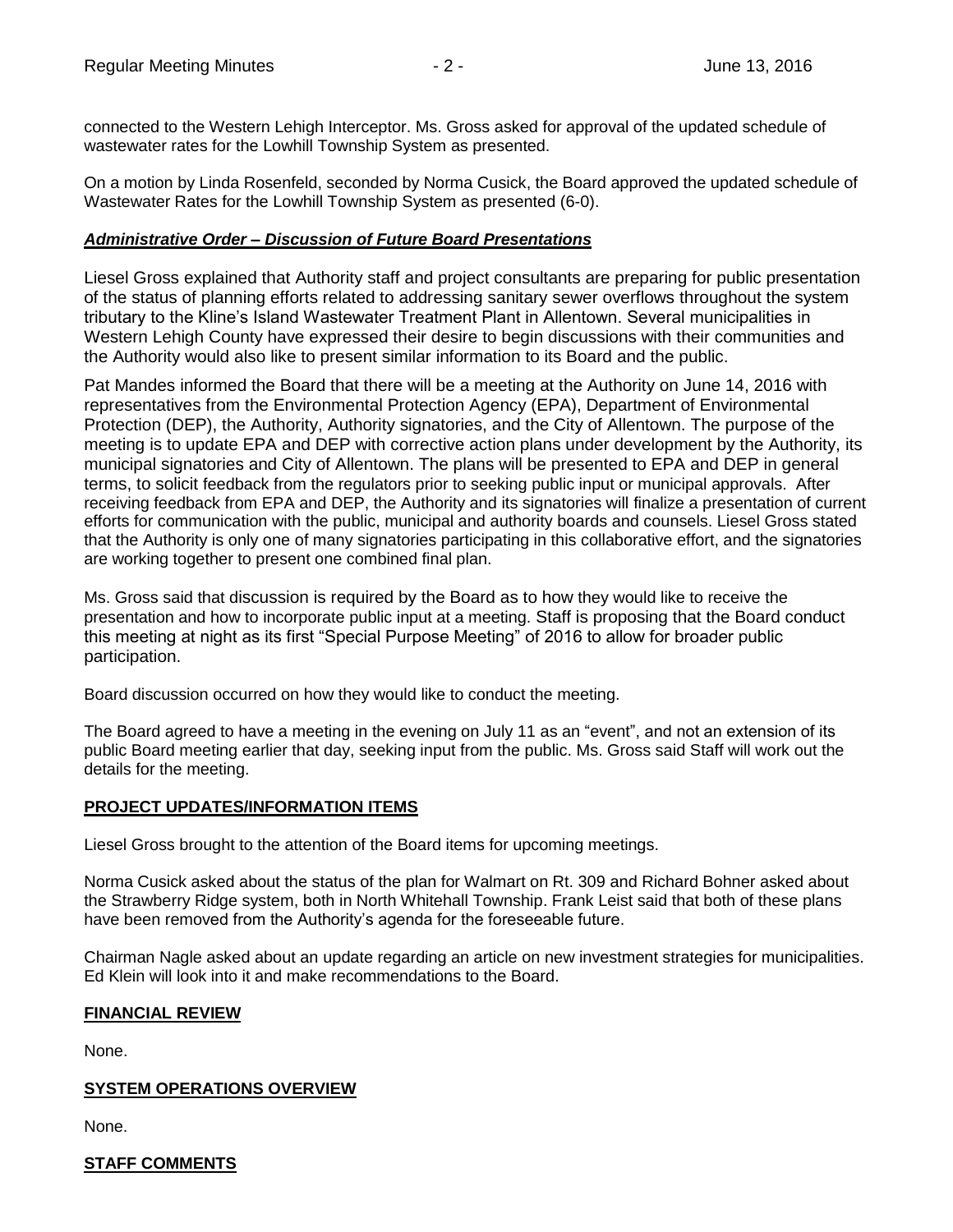connected to the Western Lehigh Interceptor. Ms. Gross asked for approval of the updated schedule of wastewater rates for the Lowhill Township System as presented.

On a motion by Linda Rosenfeld, seconded by Norma Cusick, the Board approved the updated schedule of Wastewater Rates for the Lowhill Township System as presented (6-0).

***Administrative Order – Discussion of Future Board Presentations***

Liesel Gross explained that Authority staff and project consultants are preparing for public presentation of the status of planning efforts related to addressing sanitary sewer overflows throughout the system tributary to the Kline's Island Wastewater Treatment Plant in Allentown. Several municipalities in Western Lehigh County have expressed their desire to begin discussions with their communities and the Authority would also like to present similar information to its Board and the public.

Pat Mandes informed the Board that there will be a meeting at the Authority on June 14, 2016 with representatives from the Environmental Protection Agency (EPA), Department of Environmental Protection (DEP), the Authority, Authority signatories, and the City of Allentown. The purpose of the meeting is to update EPA and DEP with corrective action plans under development by the Authority, its municipal signatories and City of Allentown. The plans will be presented to EPA and DEP in general terms, to solicit feedback from the regulators prior to seeking public input or municipal approvals. After receiving feedback from EPA and DEP, the Authority and its signatories will finalize a presentation of current efforts for communication with the public, municipal and authority boards and counsels. Liesel Gross stated that the Authority is only one of many signatories participating in this collaborative effort, and the signatories are working together to present one combined final plan.

Ms. Gross said that discussion is required by the Board as to how they would like to receive the presentation and how to incorporate public input at a meeting. Staff is proposing that the Board conduct this meeting at night as its first "Special Purpose Meeting" of 2016 to allow for broader public participation.

Board discussion occurred on how they would like to conduct the meeting.

The Board agreed to have a meeting in the evening on July 11 as an "event", and not an extension of its public Board meeting earlier that day, seeking input from the public. Ms. Gross said Staff will work out the details for the meeting.

**PROJECT UPDATES/INFORMATION ITEMS**

Liesel Gross brought to the attention of the Board items for upcoming meetings.

Norma Cusick asked about the status of the plan for Walmart on Rt. 309 and Richard Bohner asked about the Strawberry Ridge system, both in North Whitehall Township. Frank Leist said that both of these plans have been removed from the Authority's agenda for the foreseeable future.

Chairman Nagle asked about an update regarding an article on new investment strategies for municipalities. Ed Klein will look into it and make recommendations to the Board.

**FINANCIAL REVIEW**

None.

**SYSTEM OPERATIONS OVERVIEW**

None.

**STAFF COMMENTS**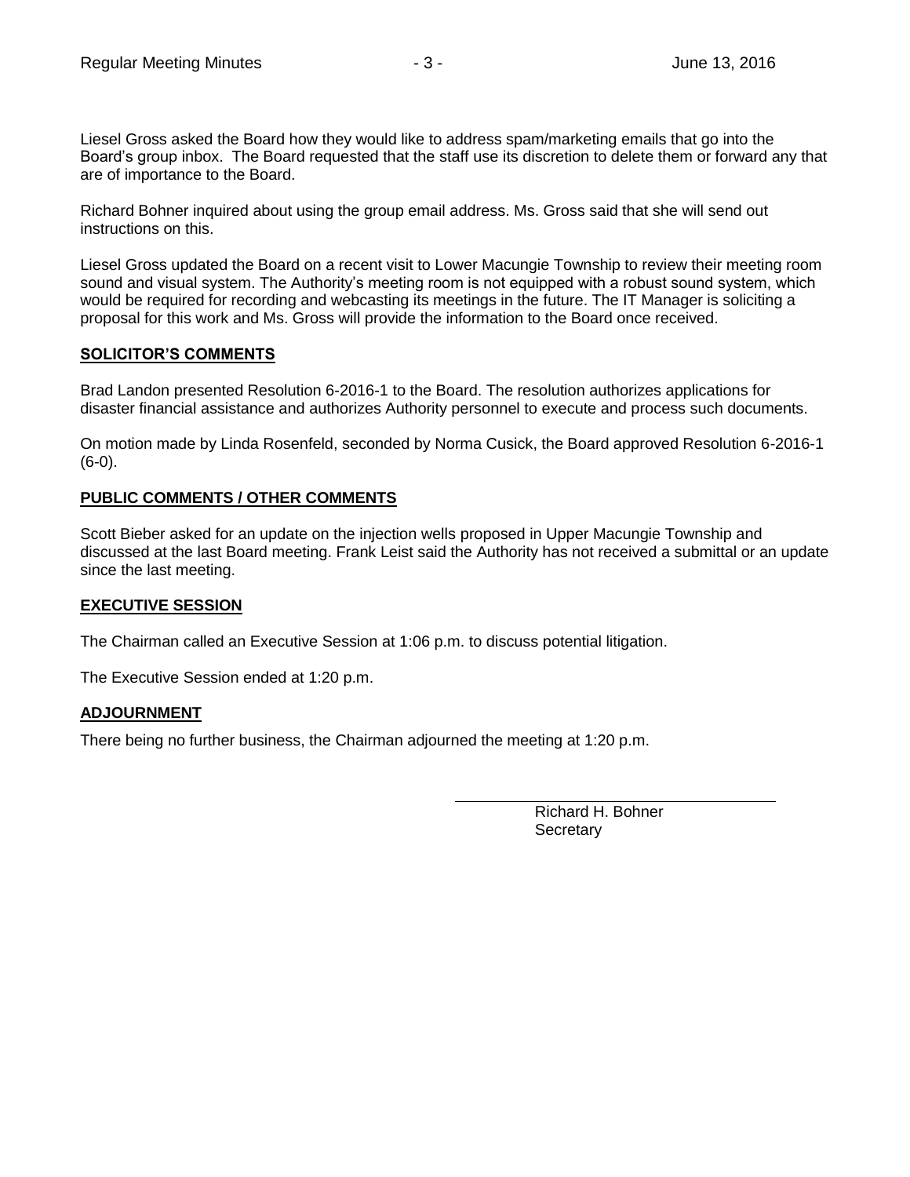Liesel Gross asked the Board how they would like to address spam/marketing emails that go into the Board's group inbox. The Board requested that the staff use its discretion to delete them or forward any that are of importance to the Board.

Richard Bohner inquired about using the group email address. Ms. Gross said that she will send out instructions on this.

Liesel Gross updated the Board on a recent visit to Lower Macungie Township to review their meeting room sound and visual system. The Authority's meeting room is not equipped with a robust sound system, which would be required for recording and webcasting its meetings in the future. The IT Manager is soliciting a proposal for this work and Ms. Gross will provide the information to the Board once received.

## SOLICITOR'S COMMENTS

Brad Landon presented Resolution 6-2016-1 to the Board. The resolution authorizes applications for disaster financial assistance and authorizes Authority personnel to execute and process such documents.

On motion made by Linda Rosenfeld, seconded by Norma Cusick, the Board approved Resolution 6-2016-1 (6-0).

## PUBLIC COMMENTS / OTHER COMMENTS

Scott Bieber asked for an update on the injection wells proposed in Upper Macungie Township and discussed at the last Board meeting. Frank Leist said the Authority has not received a submittal or an update since the last meeting.

## EXECUTIVE SESSION

The Chairman called an Executive Session at 1:06 p.m. to discuss potential litigation.

The Executive Session ended at 1:20 p.m.

## ADJOURNMENT

There being no further business, the Chairman adjourned the meeting at 1:20 p.m.

Richard H. Bohner
Secretary